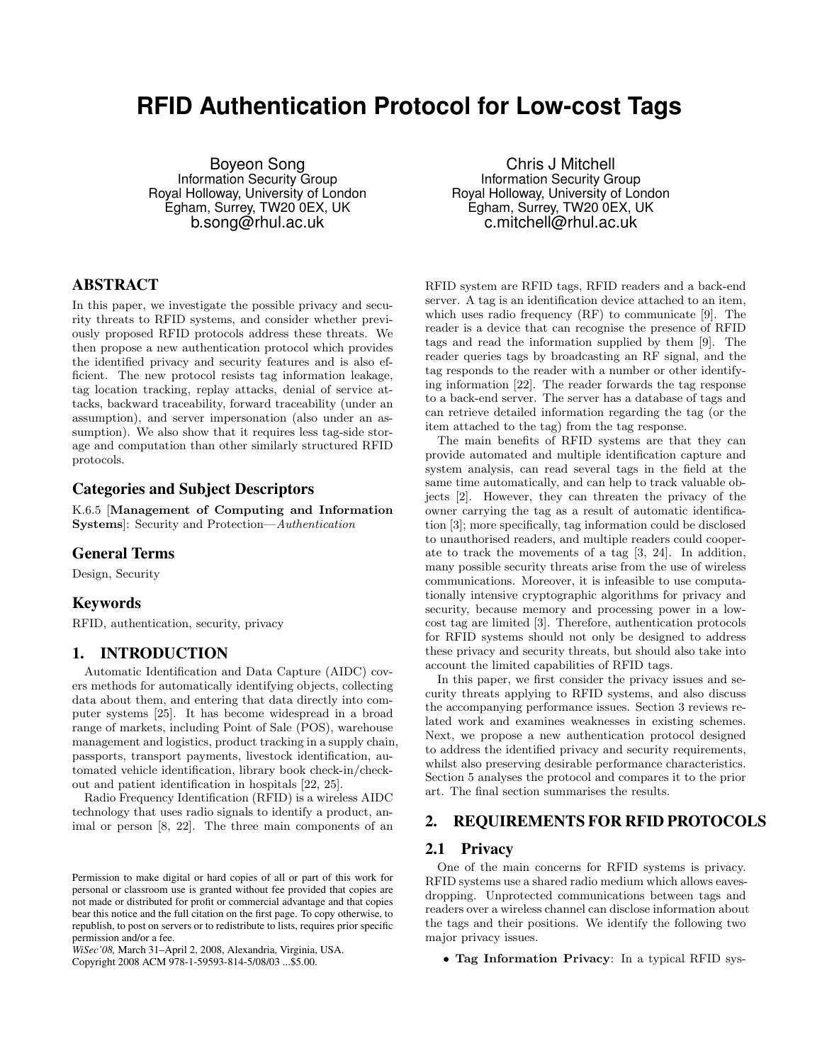# RFID Authentication Protocol for Low-cost Tags

Boyeon Song
Information Security Group
Royal Holloway, University of London
Egham, Surrey, TW20 0EX, UK
b.song@rhul.ac.uk

Chris J Mitchell
Information Security Group
Royal Holloway, University of London
Egham, Surrey, TW20 0EX, UK
c.mitchell@rhul.ac.uk

## ABSTRACT

In this paper, we investigate the possible privacy and security threats to RFID systems, and consider whether previously proposed RFID protocols address these threats. We then propose a new authentication protocol which provides the identified privacy and security features and is also efficient. The new protocol resists tag information leakage, tag location tracking, replay attacks, denial of service attacks, backward traceability, forward traceability (under an assumption), and server impersonation (also under an assumption). We also show that it requires less tag-side storage and computation than other similarly structured RFID protocols.

### Categories and Subject Descriptors

K.6.5 [**Management of Computing and Information Systems**]: Security and Protection—*Authentication*

### General Terms

Design, Security

### Keywords

RFID, authentication, security, privacy

## 1. INTRODUCTION

Automatic Identification and Data Capture (AIDC) covers methods for automatically identifying objects, collecting data about them, and entering that data directly into computer systems [25]. It has become widespread in a broad range of markets, including Point of Sale (POS), warehouse management and logistics, product tracking in a supply chain, passports, transport payments, livestock identification, automated vehicle identification, library book check-in/checkout and patient identification in hospitals [22, 25].

Radio Frequency Identification (RFID) is a wireless AIDC technology that uses radio signals to identify a product, animal or person [8, 22]. The three main components of an RFID system are RFID tags, RFID readers and a back-end server. A tag is an identification device attached to an item, which uses radio frequency (RF) to communicate [9]. The reader is a device that can recognise the presence of RFID tags and read the information supplied by them [9]. The reader queries tags by broadcasting an RF signal, and the tag responds to the reader with a number or other identifying information [22]. The reader forwards the tag response to a back-end server. The server has a database of tags and can retrieve detailed information regarding the tag (or the item attached to the tag) from the tag response.

The main benefits of RFID systems are that they can provide automated and multiple identification capture and system analysis, can read several tags in the field at the same time automatically, and can help to track valuable objects [2]. However, they can threaten the privacy of the owner carrying the tag as a result of automatic identification [3]; more specifically, tag information could be disclosed to unauthorised readers, and multiple readers could cooperate to track the movements of a tag [3, 24]. In addition, many possible security threats arise from the use of wireless communications. Moreover, it is infeasible to use computationally intensive cryptographic algorithms for privacy and security, because memory and processing power in a low-cost tag are limited [3]. Therefore, authentication protocols for RFID systems should not only be designed to address these privacy and security threats, but should also take into account the limited capabilities of RFID tags.

In this paper, we first consider the privacy issues and security threats applying to RFID systems, and also discuss the accompanying performance issues. Section 3 reviews related work and examines weaknesses in existing schemes. Next, we propose a new authentication protocol designed to address the identified privacy and security requirements, whilst also preserving desirable performance characteristics. Section 5 analyses the protocol and compares it to the prior art. The final section summarises the results.

## 2. REQUIREMENTS FOR RFID PROTOCOLS

### 2.1 Privacy

One of the main concerns for RFID systems is privacy. RFID systems use a shared radio medium which allows eavesdropping. Unprotected communications between tags and readers over a wireless channel can disclose information about the tags and their positions. We identify the following two major privacy issues.

- **Tag Information Privacy**: In a typical RFID sys-

Permission to make digital or hard copies of all or part of this work for personal or classroom use is granted without fee provided that copies are not made or distributed for profit or commercial advantage and that copies bear this notice and the full citation on the first page. To copy otherwise, to republish, to post on servers or to redistribute to lists, requires prior specific permission and/or a fee.
*WiSec'08,* March 31–April 2, 2008, Alexandria, Virginia, USA.
Copyright 2008 ACM 978-1-59593-814-5/08/03 ...$5.00.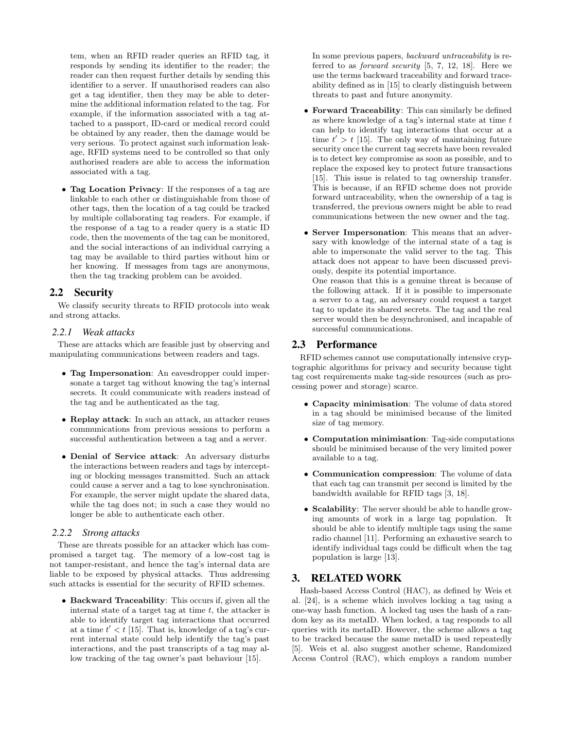tem, when an RFID reader queries an RFID tag, it responds by sending its identifier to the reader; the reader can then request further details by sending this identifier to a server. If unauthorised readers can also get a tag identifier, then they may be able to determine the additional information related to the tag. For example, if the information associated with a tag attached to a passport, ID-card or medical record could be obtained by any reader, then the damage would be very serious. To protect against such information leakage, RFID systems need to be controlled so that only authorised readers are able to access the information associated with a tag.

- **Tag Location Privacy**: If the responses of a tag are linkable to each other or distinguishable from those of other tags, then the location of a tag could be tracked by multiple collaborating tag readers. For example, if the response of a tag to a reader query is a static ID code, then the movements of the tag can be monitored, and the social interactions of an individual carrying a tag may be available to third parties without him or her knowing. If messages from tags are anonymous, then the tag tracking problem can be avoided.

## 2.2 Security

We classify security threats to RFID protocols into weak and strong attacks.

### 2.2.1 Weak attacks

These are attacks which are feasible just by observing and manipulating communications between readers and tags.

- **Tag Impersonation**: An eavesdropper could impersonate a target tag without knowing the tag's internal secrets. It could communicate with readers instead of the tag and be authenticated as the tag.
- **Replay attack**: In such an attack, an attacker reuses communications from previous sessions to perform a successful authentication between a tag and a server.
- **Denial of Service attack**: An adversary disturbs the interactions between readers and tags by intercepting or blocking messages transmitted. Such an attack could cause a server and a tag to lose synchronisation. For example, the server might update the shared data, while the tag does not; in such a case they would no longer be able to authenticate each other.

### 2.2.2 Strong attacks

These are threats possible for an attacker which has compromised a target tag. The memory of a low-cost tag is not tamper-resistant, and hence the tag's internal data are liable to be exposed by physical attacks. Thus addressing such attacks is essential for the security of RFID schemes.

- **Backward Traceability**: This occurs if, given all the internal state of a target tag at time $t$, the attacker is able to identify target tag interactions that occurred at a time $t' < t$ [15]. That is, knowledge of a tag's current internal state could help identify the tag's past interactions, and the past transcripts of a tag may allow tracking of the tag owner's past behaviour [15].

  In some previous papers, *backward untraceability* is referred to as *forward security* [5, 7, 12, 18]. Here we use the terms backward traceability and forward traceability defined as in [15] to clearly distinguish between threats to past and future anonymity.

- **Forward Traceability**: This can similarly be defined as where knowledge of a tag's internal state at time $t$ can help to identify tag interactions that occur at a time $t' > t$ [15]. The only way of maintaining future security once the current tag secrets have been revealed is to detect key compromise as soon as possible, and to replace the exposed key to protect future transactions [15]. This issue is related to tag ownership transfer. This is because, if an RFID scheme does not provide forward untraceability, when the ownership of a tag is transferred, the previous owners might be able to read communications between the new owner and the tag.
- **Server Impersonation**: This means that an adversary with knowledge of the internal state of a tag is able to impersonate the valid server to the tag. This attack does not appear to have been discussed previously, despite its potential importance.

  One reason that this is a genuine threat is because of the following attack. If it is possible to impersonate a server to a tag, an adversary could request a target tag to update its shared secrets. The tag and the real server would then be desynchronised, and incapable of successful communications.

## 2.3 Performance

RFID schemes cannot use computationally intensive cryptographic algorithms for privacy and security because tight tag cost requirements make tag-side resources (such as processing power and storage) scarce.

- **Capacity minimisation**: The volume of data stored in a tag should be minimised because of the limited size of tag memory.
- **Computation minimisation**: Tag-side computations should be minimised because of the very limited power available to a tag.
- **Communication compression**: The volume of data that each tag can transmit per second is limited by the bandwidth available for RFID tags [3, 18].
- **Scalability**: The server should be able to handle growing amounts of work in a large tag population. It should be able to identify multiple tags using the same radio channel [11]. Performing an exhaustive search to identify individual tags could be difficult when the tag population is large [13].

# 3. RELATED WORK

Hash-based Access Control (HAC), as defined by Weis et al. [24], is a scheme which involves locking a tag using a one-way hash function. A locked tag uses the hash of a random key as its metaID. When locked, a tag responds to all queries with its metaID. However, the scheme allows a tag to be tracked because the same metaID is used repeatedly [5]. Weis et al. also suggest another scheme, Randomized Access Control (RAC), which employs a random number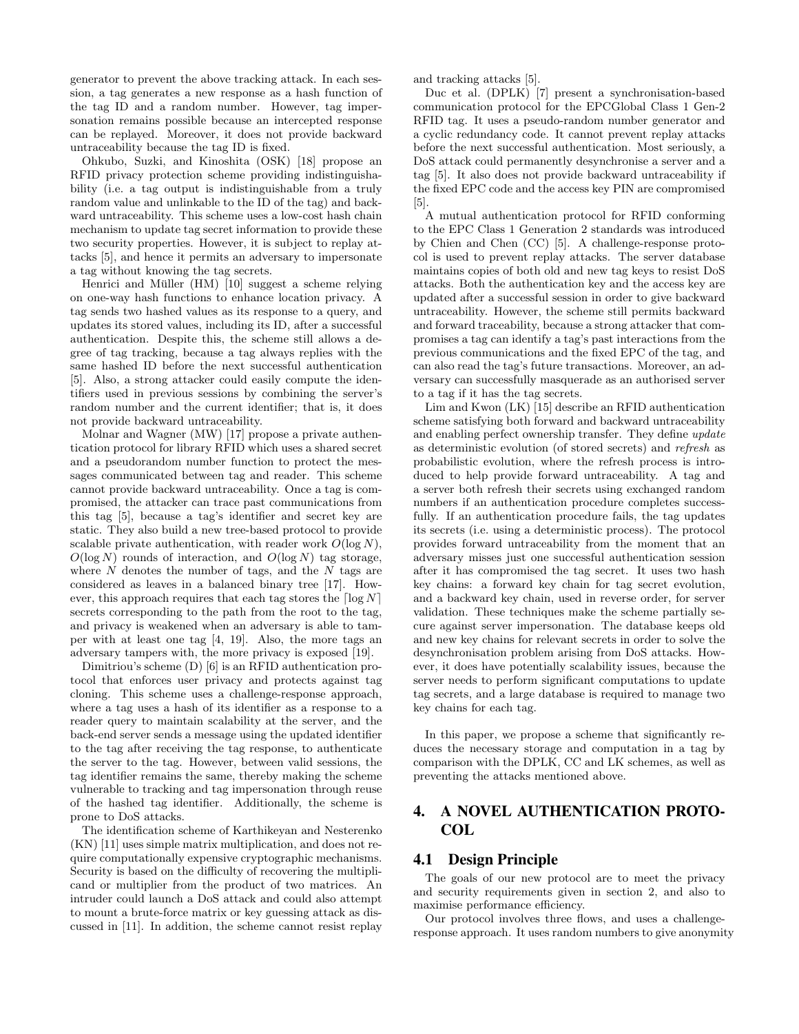generator to prevent the above tracking attack. In each session, a tag generates a new response as a hash function of the tag ID and a random number. However, tag impersonation remains possible because an intercepted response can be replayed. Moreover, it does not provide backward untraceability because the tag ID is fixed.

Ohkubo, Suzki, and Kinoshita (OSK) [18] propose an RFID privacy protection scheme providing indistinguishability (i.e. a tag output is indistinguishable from a truly random value and unlinkable to the ID of the tag) and backward untraceability. This scheme uses a low-cost hash chain mechanism to update tag secret information to provide these two security properties. However, it is subject to replay attacks [5], and hence it permits an adversary to impersonate a tag without knowing the tag secrets.

Henrici and Müller (HM) [10] suggest a scheme relying on one-way hash functions to enhance location privacy. A tag sends two hashed values as its response to a query, and updates its stored values, including its ID, after a successful authentication. Despite this, the scheme still allows a degree of tag tracking, because a tag always replies with the same hashed ID before the next successful authentication [5]. Also, a strong attacker could easily compute the identifiers used in previous sessions by combining the server's random number and the current identifier; that is, it does not provide backward untraceability.

Molnar and Wagner (MW) [17] propose a private authentication protocol for library RFID which uses a shared secret and a pseudorandom number function to protect the messages communicated between tag and reader. This scheme cannot provide backward untraceability. Once a tag is compromised, the attacker can trace past communications from this tag [5], because a tag's identifier and secret key are static. They also build a new tree-based protocol to provide scalable private authentication, with reader work $O(\log N)$, $O(\log N)$ rounds of interaction, and $O(\log N)$ tag storage, where $N$ denotes the number of tags, and the $N$ tags are considered as leaves in a balanced binary tree [17]. However, this approach requires that each tag stores the $\lceil \log N \rceil$ secrets corresponding to the path from the root to the tag, and privacy is weakened when an adversary is able to tamper with at least one tag [4, 19]. Also, the more tags an adversary tampers with, the more privacy is exposed [19].

Dimitriou's scheme (D) [6] is an RFID authentication protocol that enforces user privacy and protects against tag cloning. This scheme uses a challenge-response approach, where a tag uses a hash of its identifier as a response to a reader query to maintain scalability at the server, and the back-end server sends a message using the updated identifier to the tag after receiving the tag response, to authenticate the server to the tag. However, between valid sessions, the tag identifier remains the same, thereby making the scheme vulnerable to tracking and tag impersonation through reuse of the hashed tag identifier. Additionally, the scheme is prone to DoS attacks.

The identification scheme of Karthikeyan and Nesterenko (KN) [11] uses simple matrix multiplication, and does not require computationally expensive cryptographic mechanisms. Security is based on the difficulty of recovering the multiplicand or multiplier from the product of two matrices. An intruder could launch a DoS attack and could also attempt to mount a brute-force matrix or key guessing attack as discussed in [11]. In addition, the scheme cannot resist replay and tracking attacks [5].

Duc et al. (DPLK) [7] present a synchronisation-based communication protocol for the EPCGlobal Class 1 Gen-2 RFID tag. It uses a pseudo-random number generator and a cyclic redundancy code. It cannot prevent replay attacks before the next successful authentication. Most seriously, a DoS attack could permanently desynchronise a server and a tag [5]. It also does not provide backward untraceability if the fixed EPC code and the access key PIN are compromised [5].

A mutual authentication protocol for RFID conforming to the EPC Class 1 Generation 2 standards was introduced by Chien and Chen (CC) [5]. A challenge-response protocol is used to prevent replay attacks. The server database maintains copies of both old and new tag keys to resist DoS attacks. Both the authentication key and the access key are updated after a successful session in order to give backward untraceability. However, the scheme still permits backward and forward traceability, because a strong attacker that compromises a tag can identify a tag's past interactions from the previous communications and the fixed EPC of the tag, and can also read the tag's future transactions. Moreover, an adversary can successfully masquerade as an authorised server to a tag if it has the tag secrets.

Lim and Kwon (LK) [15] describe an RFID authentication scheme satisfying both forward and backward untraceability and enabling perfect ownership transfer. They define *update* as deterministic evolution (of stored secrets) and *refresh* as probabilistic evolution, where the refresh process is introduced to help provide forward untraceability. A tag and a server both refresh their secrets using exchanged random numbers if an authentication procedure completes successfully. If an authentication procedure fails, the tag updates its secrets (i.e. using a deterministic process). The protocol provides forward untraceability from the moment that an adversary misses just one successful authentication session after it has compromised the tag secret. It uses two hash key chains: a forward key chain for tag secret evolution, and a backward key chain, used in reverse order, for server validation. These techniques make the scheme partially secure against server impersonation. The database keeps old and new key chains for relevant secrets in order to solve the desynchronisation problem arising from DoS attacks. However, it does have potentially scalability issues, because the server needs to perform significant computations to update tag secrets, and a large database is required to manage two key chains for each tag.

In this paper, we propose a scheme that significantly reduces the necessary storage and computation in a tag by comparison with the DPLK, CC and LK schemes, as well as preventing the attacks mentioned above.

## 4. A NOVEL AUTHENTICATION PROTOCOL

### 4.1 Design Principle

The goals of our new protocol are to meet the privacy and security requirements given in section 2, and also to maximise performance efficiency.

Our protocol involves three flows, and uses a challenge-response approach. It uses random numbers to give anonymity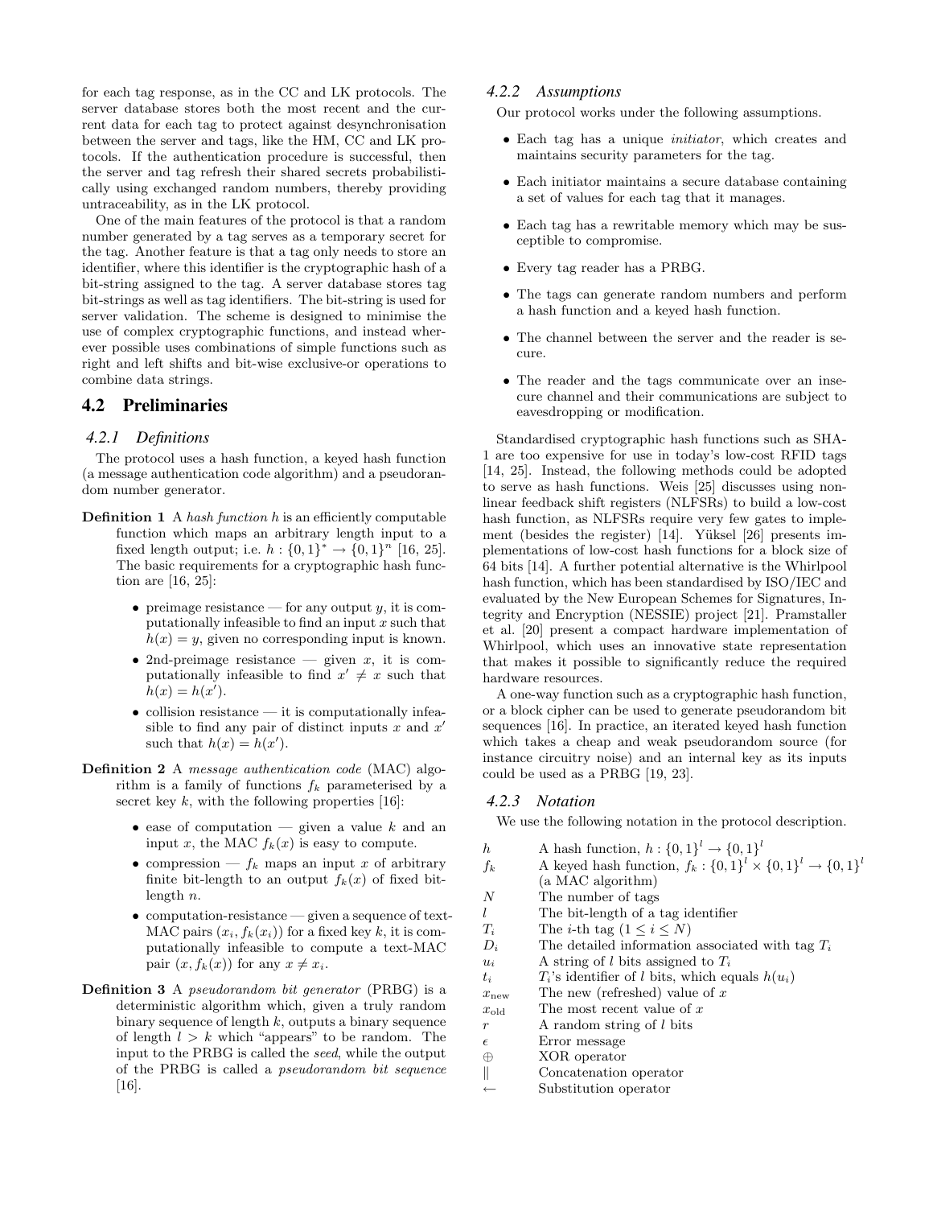for each tag response, as in the CC and LK protocols. The server database stores both the most recent and the current data for each tag to protect against desynchronisation between the server and tags, like the HM, CC and LK protocols. If the authentication procedure is successful, then the server and tag refresh their shared secrets probabilistically using exchanged random numbers, thereby providing untraceability, as in the LK protocol.

One of the main features of the protocol is that a random number generated by a tag serves as a temporary secret for the tag. Another feature is that a tag only needs to store an identifier, where this identifier is the cryptographic hash of a bit-string assigned to the tag. A server database stores tag bit-strings as well as tag identifiers. The bit-string is used for server validation. The scheme is designed to minimise the use of complex cryptographic functions, and instead wherever possible uses combinations of simple functions such as right and left shifts and bit-wise exclusive-or operations to combine data strings.

## 4.2 Preliminaries

### 4.2.1 Definitions

The protocol uses a hash function, a keyed hash function (a message authentication code algorithm) and a pseudorandom number generator.

**Definition 1** A *hash function* $h$ is an efficiently computable function which maps an arbitrary length input to a fixed length output; i.e. $h : \{0,1\}^* \rightarrow \{0,1\}^n$ [16, 25]. The basic requirements for a cryptographic hash function are [16, 25]:

- preimage resistance — for any output $y$, it is computationally infeasible to find an input $x$ such that $h(x) = y$, given no corresponding input is known.
- 2nd-preimage resistance — given $x$, it is computationally infeasible to find $x' \neq x$ such that $h(x) = h(x')$.
- collision resistance — it is computationally infeasible to find any pair of distinct inputs $x$ and $x'$ such that $h(x) = h(x')$.

**Definition 2** A *message authentication code* (MAC) algorithm is a family of functions $f_k$ parameterised by a secret key $k$, with the following properties [16]:

- ease of computation — given a value $k$ and an input $x$, the MAC $f_k(x)$ is easy to compute.
- compression — $f_k$ maps an input $x$ of arbitrary finite bit-length to an output $f_k(x)$ of fixed bit-length $n$.
- computation-resistance — given a sequence of text-MAC pairs $(x_i, f_k(x_i))$ for a fixed key $k$, it is computationally infeasible to compute a text-MAC pair $(x, f_k(x))$ for any $x \neq x_i$.

**Definition 3** A *pseudorandom bit generator* (PRBG) is a deterministic algorithm which, given a truly random binary sequence of length $k$, outputs a binary sequence of length $l > k$ which "appears" to be random. The input to the PRBG is called the *seed*, while the output of the PRBG is called a *pseudorandom bit sequence* [16].

### 4.2.2 Assumptions

Our protocol works under the following assumptions.

- Each tag has a unique *initiator*, which creates and maintains security parameters for the tag.
- Each initiator maintains a secure database containing a set of values for each tag that it manages.
- Each tag has a rewritable memory which may be susceptible to compromise.
- Every tag reader has a PRBG.
- The tags can generate random numbers and perform a hash function and a keyed hash function.
- The channel between the server and the reader is secure.
- The reader and the tags communicate over an insecure channel and their communications are subject to eavesdropping or modification.

Standardised cryptographic hash functions such as SHA-1 are too expensive for use in today's low-cost RFID tags [14, 25]. Instead, the following methods could be adopted to serve as hash functions. Weis [25] discusses using non-linear feedback shift registers (NLFSRs) to build a low-cost hash function, as NLFSRs require very few gates to implement (besides the register) [14]. Yüksel [26] presents implementations of low-cost hash functions for a block size of 64 bits [14]. A further potential alternative is the Whirlpool hash function, which has been standardised by ISO/IEC and evaluated by the New European Schemes for Signatures, Integrity and Encryption (NESSIE) project [21]. Pramstaller et al. [20] present a compact hardware implementation of Whirlpool, which uses an innovative state representation that makes it possible to significantly reduce the required hardware resources.

A one-way function such as a cryptographic hash function, or a block cipher can be used to generate pseudorandom bit sequences [16]. In practice, an iterated keyed hash function which takes a cheap and weak pseudorandom source (for instance circuitry noise) and an internal key as its inputs could be used as a PRBG [19, 23].

### 4.2.3 Notation

We use the following notation in the protocol description.

| | |
|---|---|
| $h$ | A hash function, $h : \{0,1\}^l \rightarrow \{0,1\}^l$ |
| $f_k$ | A keyed hash function, $f_k : \{0,1\}^l \times \{0,1\}^l \rightarrow \{0,1\}^l$ (a MAC algorithm) |
| $N$ | The number of tags |
| $l$ | The bit-length of a tag identifier |
| $T_i$ | The $i$-th tag ($1 \leq i \leq N$) |
| $D_i$ | The detailed information associated with tag $T_i$ |
| $u_i$ | A string of $l$ bits assigned to $T_i$ |
| $t_i$ | $T_i$'s identifier of $l$ bits, which equals $h(u_i)$ |
| $x_{\text{new}}$ | The new (refreshed) value of $x$ |
| $x_{\text{old}}$ | The most recent value of $x$ |
| $r$ | A random string of $l$ bits |
| $\epsilon$ | Error message |
| $\oplus$ | XOR operator |
| $\|$ | Concatenation operator |
| $\leftarrow$ | Substitution operator |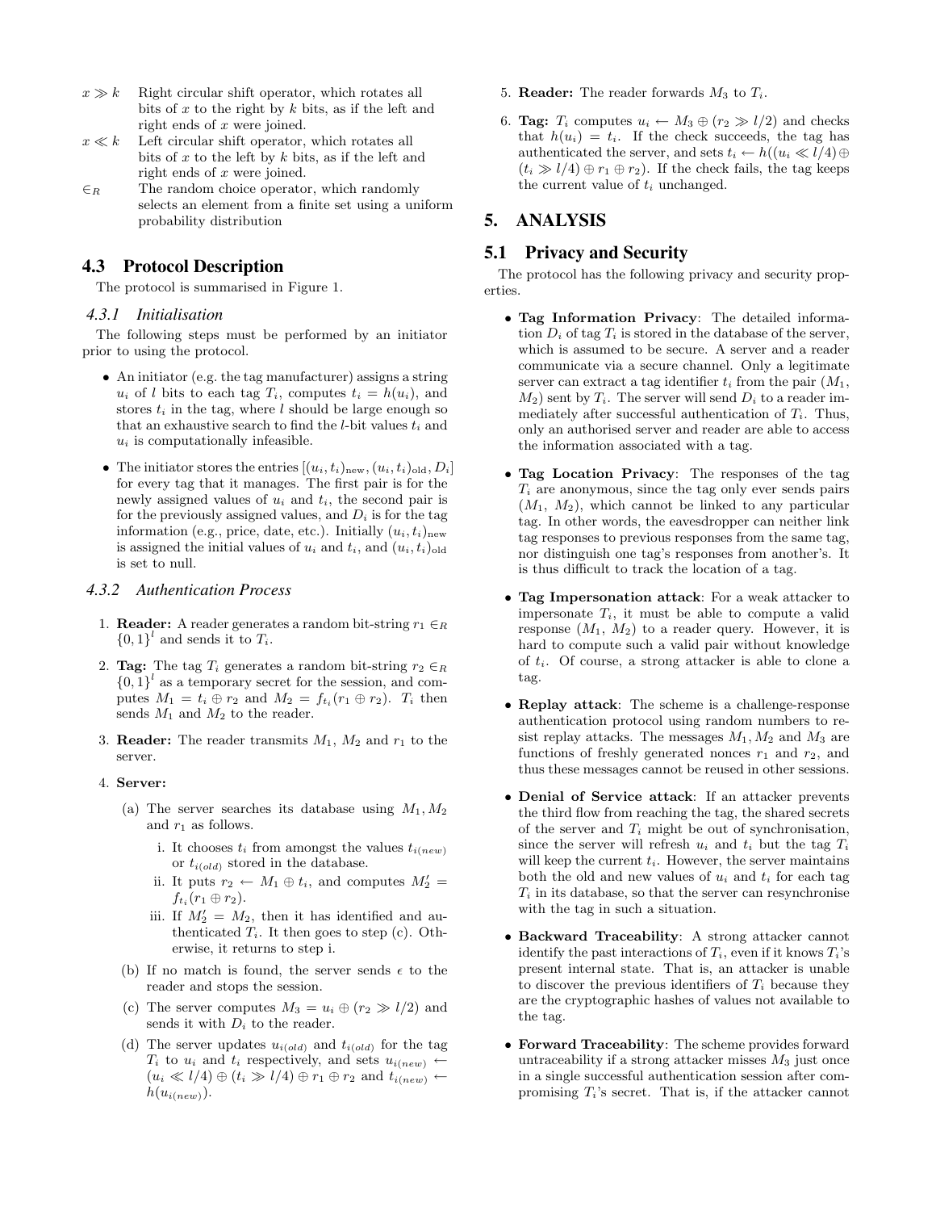| | |
|---|---|
| $x \gg k$ | Right circular shift operator, which rotates all bits of $x$ to the right by $k$ bits, as if the left and right ends of $x$ were joined. |
| $x \ll k$ | Left circular shift operator, which rotates all bits of $x$ to the left by $k$ bits, as if the left and right ends of $x$ were joined. |
| $\in_R$ | The random choice operator, which randomly selects an element from a finite set using a uniform probability distribution |

## 4.3 Protocol Description

The protocol is summarised in Figure 1.

### 4.3.1 Initialisation

The following steps must be performed by an initiator prior to using the protocol.

- An initiator (e.g. the tag manufacturer) assigns a string $u_i$ of $l$ bits to each tag $T_i$, computes $t_i = h(u_i)$, and stores $t_i$ in the tag, where $l$ should be large enough so that an exhaustive search to find the $l$-bit values $t_i$ and $u_i$ is computationally infeasible.
- The initiator stores the entries $[(u_i, t_i)_{\text{new}}, (u_i, t_i)_{\text{old}}, D_i]$ for every tag that it manages. The first pair is for the newly assigned values of $u_i$ and $t_i$, the second pair is for the previously assigned values, and $D_i$ is for the tag information (e.g., price, date, etc.). Initially $(u_i, t_i)_{\text{new}}$ is assigned the initial values of $u_i$ and $t_i$, and $(u_i, t_i)_{\text{old}}$ is set to null.

### 4.3.2 Authentication Process

1. **Reader:** A reader generates a random bit-string $r_1 \in_R \{0,1\}^l$ and sends it to $T_i$.
2. **Tag:** The tag $T_i$ generates a random bit-string $r_2 \in_R \{0,1\}^l$ as a temporary secret for the session, and computes $M_1 = t_i \oplus r_2$ and $M_2 = f_{t_i}(r_1 \oplus r_2)$. $T_i$ then sends $M_1$ and $M_2$ to the reader.
3. **Reader:** The reader transmits $M_1$, $M_2$ and $r_1$ to the server.
4. **Server:**
   (a) The server searches its database using $M_1, M_2$ and $r_1$ as follows.
      i. It chooses $t_i$ from amongst the values $t_{i(new)}$ or $t_{i(old)}$ stored in the database.
      ii. It puts $r_2 \leftarrow M_1 \oplus t_i$, and computes $M_2' = f_{t_i}(r_1 \oplus r_2)$.
      iii. If $M_2' = M_2$, then it has identified and authenticated $T_i$. It then goes to step (c). Otherwise, it returns to step i.

   (b) If no match is found, the server sends $\epsilon$ to the reader and stops the session.

   (c) The server computes $M_3 = u_i \oplus (r_2 \gg l/2)$ and sends it with $D_i$ to the reader.

   (d) The server updates $u_{i(old)}$ and $t_{i(old)}$ for the tag $T_i$ to $u_i$ and $t_i$ respectively, and sets $u_{i(new)} \leftarrow (u_i \ll l/4) \oplus (t_i \gg l/4) \oplus r_1 \oplus r_2$ and $t_{i(new)} \leftarrow h(u_{i(new)})$.
5. **Reader:** The reader forwards $M_3$ to $T_i$.
6. **Tag:** $T_i$ computes $u_i \leftarrow M_3 \oplus (r_2 \gg l/2)$ and checks that $h(u_i) = t_i$. If the check succeeds, the tag has authenticated the server, and sets $t_i \leftarrow h((u_i \ll l/4) \oplus (t_i \gg l/4) \oplus r_1 \oplus r_2)$. If the check fails, the tag keeps the current value of $t_i$ unchanged.

# 5. ANALYSIS

## 5.1 Privacy and Security

The protocol has the following privacy and security properties.

- **Tag Information Privacy**: The detailed information $D_i$ of tag $T_i$ is stored in the database of the server, which is assumed to be secure. A server and a reader communicate via a secure channel. Only a legitimate server can extract a tag identifier $t_i$ from the pair ($M_1$, $M_2$) sent by $T_i$. The server will send $D_i$ to a reader immediately after successful authentication of $T_i$. Thus, only an authorised server and reader are able to access the information associated with a tag.
- **Tag Location Privacy**: The responses of the tag $T_i$ are anonymous, since the tag only ever sends pairs ($M_1$, $M_2$), which cannot be linked to any particular tag. In other words, the eavesdropper can neither link tag responses to previous responses from the same tag, nor distinguish one tag's responses from another's. It is thus difficult to track the location of a tag.
- **Tag Impersonation attack**: For a weak attacker to impersonate $T_i$, it must be able to compute a valid response ($M_1$, $M_2$) to a reader query. However, it is hard to compute such a valid pair without knowledge of $t_i$. Of course, a strong attacker is able to clone a tag.
- **Replay attack**: The scheme is a challenge-response authentication protocol using random numbers to resist replay attacks. The messages $M_1, M_2$ and $M_3$ are functions of freshly generated nonces $r_1$ and $r_2$, and thus these messages cannot be reused in other sessions.
- **Denial of Service attack**: If an attacker prevents the third flow from reaching the tag, the shared secrets of the server and $T_i$ might be out of synchronisation, since the server will refresh $u_i$ and $t_i$ but the tag $T_i$ will keep the current $t_i$. However, the server maintains both the old and new values of $u_i$ and $t_i$ for each tag $T_i$ in its database, so that the server can resynchronise with the tag in such a situation.
- **Backward Traceability**: A strong attacker cannot identify the past interactions of $T_i$, even if it knows $T_i$'s present internal state. That is, an attacker is unable to discover the previous identifiers of $T_i$ because they are the cryptographic hashes of values not available to the tag.
- **Forward Traceability**: The scheme provides forward untraceability if a strong attacker misses $M_3$ just once in a single successful authentication session after compromising $T_i$'s secret. That is, if the attacker cannot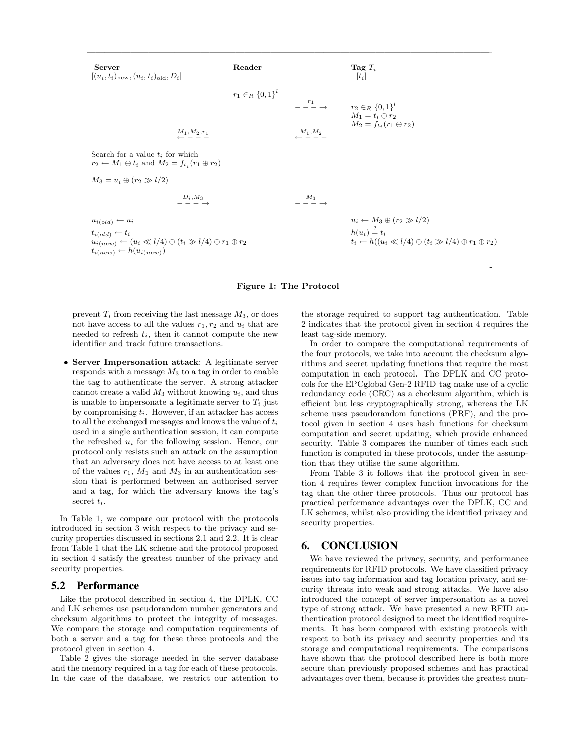| Server | | Reader | | Tag $T_i$ |
|---|---|---|---|---|
| $[(u_i, t_i)_{\text{new}}, (u_i, t_i)_{\text{old}}, D_i]$ | | | | $[t_i]$ |
| | | $r_1 \in_R \{0,1\}^l$ | $\xrightarrow{r_1}$ | $r_2 \in_R \{0,1\}^l$ <br> $M_1 = t_i \oplus r_2$ <br> $M_2 = f_{t_i}(r_1 \oplus r_2)$ |
| | $\xleftarrow{M_1, M_2, r_1}$ | | $\xleftarrow{M_1, M_2}$ | |
| Search for a value $t_i$ for which <br> $r_2 \leftarrow M_1 \oplus t_i$ and $M_2 = f_{t_i}(r_1 \oplus r_2)$ | | | | |
| $M_3 = u_i \oplus (r_2 \gg l/2)$ | | | | |
| | $\xrightarrow{D_i, M_3}$ | | $\xrightarrow{M_3}$ | |
| $u_{i(old)} \leftarrow u_i$ <br> $t_{i(old)} \leftarrow t_i$ <br> $u_{i(new)} \leftarrow (u_i \ll l/4) \oplus (t_i \gg l/4) \oplus r_1 \oplus r_2$ <br> $t_{i(new)} \leftarrow h(u_{i(new)})$ | | | | $u_i \leftarrow M_3 \oplus (r_2 \gg l/2)$ <br> $h(u_i) \stackrel{?}{=} t_i$ <br> $t_i \leftarrow h((u_i \ll l/4) \oplus (t_i \gg l/4) \oplus r_1 \oplus r_2)$ |

**Figure 1: The Protocol**

prevent $T_i$ from receiving the last message $M_3$, or does not have access to all the values $r_1, r_2$ and $u_i$ that are needed to refresh $t_i$, then it cannot compute the new identifier and track future transactions.

- **Server Impersonation attack**: A legitimate server responds with a message $M_3$ to a tag in order to enable the tag to authenticate the server. A strong attacker cannot create a valid $M_3$ without knowing $u_i$, and thus is unable to impersonate a legitimate server to $T_i$ just by compromising $t_i$. However, if an attacker has access to all the exchanged messages and knows the value of $t_i$ used in a single authentication session, it can compute the refreshed $u_i$ for the following session. Hence, our protocol only resists such an attack on the assumption that an adversary does not have access to at least one of the values $r_1$, $M_1$ and $M_3$ in an authentication session that is performed between an authorised server and a tag, for which the adversary knows the tag's secret $t_i$.

In Table 1, we compare our protocol with the protocols introduced in section 3 with respect to the privacy and security properties discussed in sections 2.1 and 2.2. It is clear from Table 1 that the LK scheme and the protocol proposed in section 4 satisfy the greatest number of the privacy and security properties.

## 5.2 Performance

Like the protocol described in section 4, the DPLK, CC and LK schemes use pseudorandom number generators and checksum algorithms to protect the integrity of messages. We compare the storage and computation requirements of both a server and a tag for these three protocols and the protocol given in section 4.

Table 2 gives the storage needed in the server database and the memory required in a tag for each of these protocols. In the case of the database, we restrict our attention to the storage required to support tag authentication. Table 2 indicates that the protocol given in section 4 requires the least tag-side memory.

In order to compare the computational requirements of the four protocols, we take into account the checksum algorithms and secret updating functions that require the most computation in each protocol. The DPLK and CC protocols for the EPCglobal Gen-2 RFID tag make use of a cyclic redundancy code (CRC) as a checksum algorithm, which is efficient but less cryptographically strong, whereas the LK scheme uses pseudorandom functions (PRF), and the protocol given in section 4 uses hash functions for checksum computation and secret updating, which provide enhanced security. Table 3 compares the number of times each such function is computed in these protocols, under the assumption that they utilise the same algorithm.

From Table 3 it follows that the protocol given in section 4 requires fewer complex function invocations for the tag than the other three protocols. Thus our protocol has practical performance advantages over the DPLK, CC and LK schemes, whilst also providing the identified privacy and security properties.

# 6. CONCLUSION

We have reviewed the privacy, security, and performance requirements for RFID protocols. We have classified privacy issues into tag information and tag location privacy, and security threats into weak and strong attacks. We have also introduced the concept of server impersonation as a novel type of strong attack. We have presented a new RFID authentication protocol designed to meet the identified requirements. It has been compared with existing protocols with respect to both its privacy and security properties and its storage and computational requirements. The comparisons have shown that the protocol described here is both more secure than previously proposed schemes and has practical advantages over them, because it provides the greatest num-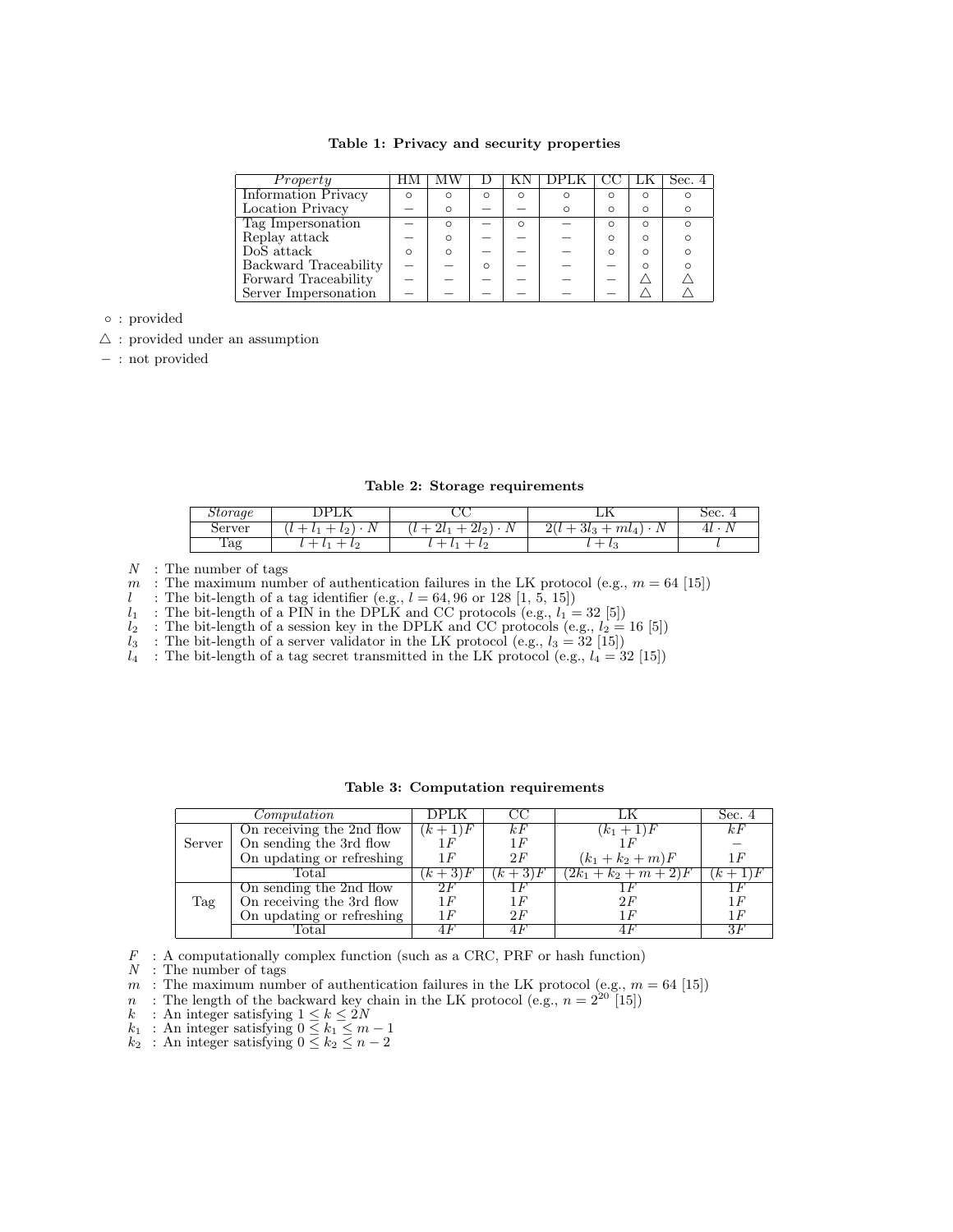**Table 1: Privacy and security properties**

| *Property* | HM | MW | D | KN | DPLK | CC | LK | Sec. 4 |
|---|---|---|---|---|---|---|---|---|
| Information Privacy | ○ | ○ | ○ | ○ | ○ | ○ | ○ | ○ |
| Location Privacy | – | ○ | – | – | ○ | ○ | ○ | ○ |
| Tag Impersonation | – | ○ | – | ○ | – | ○ | ○ | ○ |
| Replay attack | – | ○ | – | – | – | ○ | ○ | ○ |
| DoS attack | ○ | ○ | – | – | – | ○ | ○ | ○ |
| Backward Traceability | – | – | ○ | – | – | – | ○ | ○ |
| Forward Traceability | – | – | – | – | – | – | △ | △ |
| Server Impersonation | – | – | – | – | – | – | △ | △ |

○ : provided

△ : provided under an assumption

– : not provided

**Table 2: Storage requirements**

| *Storage* | DPLK | CC | LK | Sec. 4 |
|---|---|---|---|---|
| Server | $(l + l_1 + l_2) \cdot N$ | $(l + 2l_1 + 2l_2) \cdot N$ | $2(l + 3l_3 + ml_4) \cdot N$ | $4l \cdot N$ |
| Tag | $l + l_1 + l_2$ | $l + l_1 + l_2$ | $l + l_3$ | $l$ |

$N$ : The number of tags
$m$ : The maximum number of authentication failures in the LK protocol (e.g., $m = 64$ [15])
$l$ : The bit-length of a tag identifier (e.g., $l = 64, 96$ or $128$ [1, 5, 15])
$l_1$ : The bit-length of a PIN in the DPLK and CC protocols (e.g., $l_1 = 32$ [5])
$l_2$ : The bit-length of a session key in the DPLK and CC protocols (e.g., $l_2 = 16$ [5])
$l_3$ : The bit-length of a server validator in the LK protocol (e.g., $l_3 = 32$ [15])
$l_4$ : The bit-length of a tag secret transmitted in the LK protocol (e.g., $l_4 = 32$ [15])

**Table 3: Computation requirements**

| *Computation* | | DPLK | CC | LK | Sec. 4 |
|---|---|---|---|---|---|
| Server | On receiving the 2nd flow | $(k+1)F$ | $kF$ | $(k_1+1)F$ | $kF$ |
| | On sending the 3rd flow | $1F$ | $1F$ | $1F$ | – |
| | On updating or refreshing | $1F$ | $2F$ | $(k_1+k_2+m)F$ | $1F$ |
| | Total | $(k+3)F$ | $(k+3)F$ | $(2k_1+k_2+m+2)F$ | $(k+1)F$ |
| Tag | On sending the 2nd flow | $2F$ | $1F$ | $1F$ | $1F$ |
| | On receiving the 3rd flow | $1F$ | $1F$ | $2F$ | $1F$ |
| | On updating or refreshing | $1F$ | $2F$ | $1F$ | $1F$ |
| | Total | $4F$ | $4F$ | $4F$ | $3F$ |

$F$ : A computationally complex function (such as a CRC, PRF or hash function)
$N$ : The number of tags
$m$ : The maximum number of authentication failures in the LK protocol (e.g., $m = 64$ [15])
$n$ : The length of the backward key chain in the LK protocol (e.g., $n = 2^{20}$ [15])
$k$ : An integer satisfying $1 \leq k \leq 2N$
$k_1$ : An integer satisfying $0 \leq k_1 \leq m - 1$
$k_2$ : An integer satisfying $0 \leq k_2 \leq n - 2$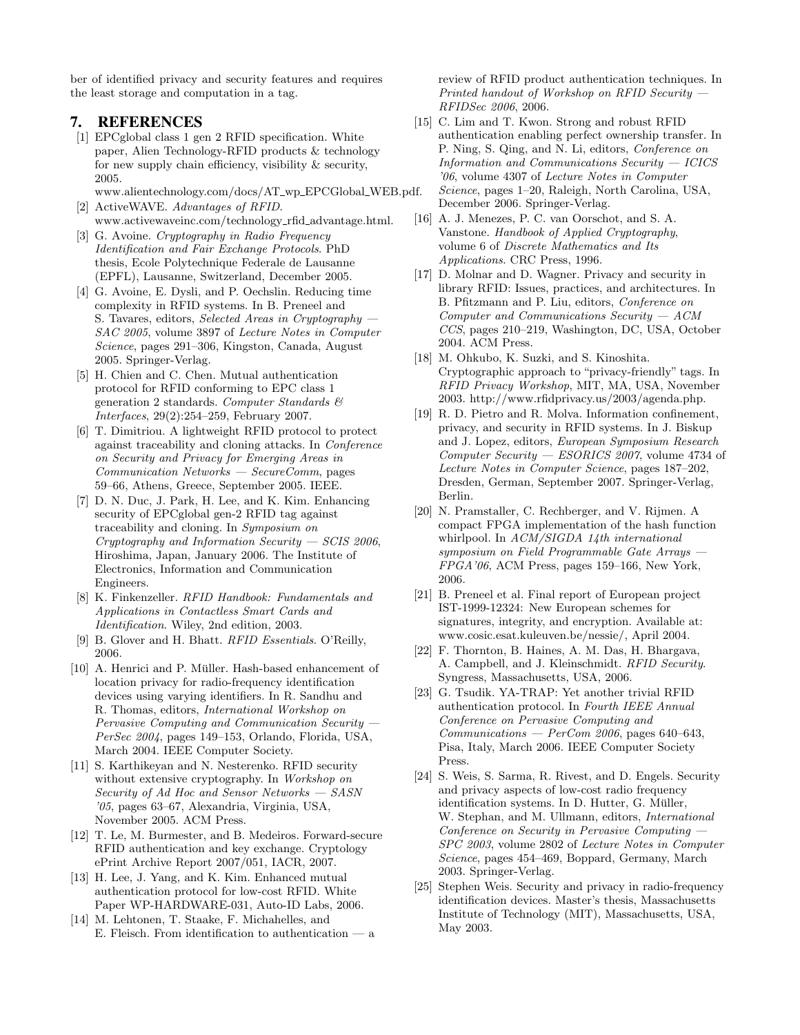ber of identified privacy and security features and requires the least storage and computation in a tag.

## 7. REFERENCES

[1] EPCglobal class 1 gen 2 RFID specification. White paper, Alien Technology-RFID products & technology for new supply chain efficiency, visibility & security, 2005. www.alientechnology.com/docs/AT_wp_EPCGlobal_WEB.pdf.

[2] ActiveWAVE. *Advantages of RFID*. www.activewaveinc.com/technology_rfid_advantage.html.

[3] G. Avoine. *Cryptography in Radio Frequency Identification and Fair Exchange Protocols*. PhD thesis, Ecole Polytechnique Federale de Lausanne (EPFL), Lausanne, Switzerland, December 2005.

[4] G. Avoine, E. Dysli, and P. Oechslin. Reducing time complexity in RFID systems. In B. Preneel and S. Tavares, editors, *Selected Areas in Cryptography — SAC 2005*, volume 3897 of *Lecture Notes in Computer Science*, pages 291–306, Kingston, Canada, August 2005. Springer-Verlag.

[5] H. Chien and C. Chen. Mutual authentication protocol for RFID conforming to EPC class 1 generation 2 standards. *Computer Standards & Interfaces*, 29(2):254–259, February 2007.

[6] T. Dimitriou. A lightweight RFID protocol to protect against traceability and cloning attacks. In *Conference on Security and Privacy for Emerging Areas in Communication Networks — SecureComm*, pages 59–66, Athens, Greece, September 2005. IEEE.

[7] D. N. Duc, J. Park, H. Lee, and K. Kim. Enhancing security of EPCglobal gen-2 RFID tag against traceability and cloning. In *Symposium on Cryptography and Information Security — SCIS 2006*, Hiroshima, Japan, January 2006. The Institute of Electronics, Information and Communication Engineers.

[8] K. Finkenzeller. *RFID Handbook: Fundamentals and Applications in Contactless Smart Cards and Identification*. Wiley, 2nd edition, 2003.

[9] B. Glover and H. Bhatt. *RFID Essentials*. O'Reilly, 2006.

[10] A. Henrici and P. Müller. Hash-based enhancement of location privacy for radio-frequency identification devices using varying identifiers. In R. Sandhu and R. Thomas, editors, *International Workshop on Pervasive Computing and Communication Security — PerSec 2004*, pages 149–153, Orlando, Florida, USA, March 2004. IEEE Computer Society.

[11] S. Karthikeyan and N. Nesterenko. RFID security without extensive cryptography. In *Workshop on Security of Ad Hoc and Sensor Networks — SASN '05*, pages 63–67, Alexandria, Virginia, USA, November 2005. ACM Press.

[12] T. Le, M. Burmester, and B. Medeiros. Forward-secure RFID authentication and key exchange. Cryptology ePrint Archive Report 2007/051, IACR, 2007.

[13] H. Lee, J. Yang, and K. Kim. Enhanced mutual authentication protocol for low-cost RFID. White Paper WP-HARDWARE-031, Auto-ID Labs, 2006.

[14] M. Lehtonen, T. Staake, F. Michahelles, and E. Fleisch. From identification to authentication — a review of RFID product authentication techniques. In *Printed handout of Workshop on RFID Security — RFIDSec 2006*, 2006.

[15] C. Lim and T. Kwon. Strong and robust RFID authentication enabling perfect ownership transfer. In P. Ning, S. Qing, and N. Li, editors, *Conference on Information and Communications Security — ICICS '06*, volume 4307 of *Lecture Notes in Computer Science*, pages 1–20, Raleigh, North Carolina, USA, December 2006. Springer-Verlag.

[16] A. J. Menezes, P. C. van Oorschot, and S. A. Vanstone. *Handbook of Applied Cryptography*, volume 6 of *Discrete Mathematics and Its Applications*. CRC Press, 1996.

[17] D. Molnar and D. Wagner. Privacy and security in library RFID: Issues, practices, and architectures. In B. Pfitzmann and P. Liu, editors, *Conference on Computer and Communications Security — ACM CCS*, pages 210–219, Washington, DC, USA, October 2004. ACM Press.

[18] M. Ohkubo, K. Suzki, and S. Kinoshita. Cryptographic approach to "privacy-friendly" tags. In *RFID Privacy Workshop*, MIT, MA, USA, November 2003. http://www.rfidprivacy.us/2003/agenda.php.

[19] R. D. Pietro and R. Molva. Information confinement, privacy, and security in RFID systems. In J. Biskup and J. Lopez, editors, *European Symposium Research Computer Security — ESORICS 2007*, volume 4734 of *Lecture Notes in Computer Science*, pages 187–202, Dresden, German, September 2007. Springer-Verlag, Berlin.

[20] N. Pramstaller, C. Rechberger, and V. Rijmen. A compact FPGA implementation of the hash function whirlpool. In *ACM/SIGDA 14th international symposium on Field Programmable Gate Arrays — FPGA'06*, ACM Press, pages 159–166, New York, 2006.

[21] B. Preneel et al. Final report of European project IST-1999-12324: New European schemes for signatures, integrity, and encryption. Available at: www.cosic.esat.kuleuven.be/nessie/, April 2004.

[22] F. Thornton, B. Haines, A. M. Das, H. Bhargava, A. Campbell, and J. Kleinschmidt. *RFID Security*. Syngress, Massachusetts, USA, 2006.

[23] G. Tsudik. YA-TRAP: Yet another trivial RFID authentication protocol. In *Fourth IEEE Annual Conference on Pervasive Computing and Communications — PerCom 2006*, pages 640–643, Pisa, Italy, March 2006. IEEE Computer Society Press.

[24] S. Weis, S. Sarma, R. Rivest, and D. Engels. Security and privacy aspects of low-cost radio frequency identification systems. In D. Hutter, G. Müller, W. Stephan, and M. Ullmann, editors, *International Conference on Security in Pervasive Computing — SPC 2003*, volume 2802 of *Lecture Notes in Computer Science*, pages 454–469, Boppard, Germany, March 2003. Springer-Verlag.

[25] Stephen Weis. Security and privacy in radio-frequency identification devices. Master's thesis, Massachusetts Institute of Technology (MIT), Massachusetts, USA, May 2003.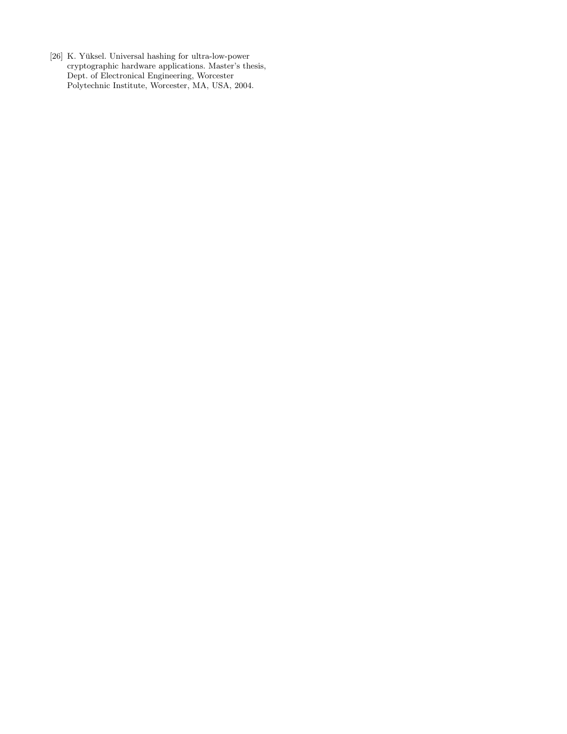[26] K. Yüksel. Universal hashing for ultra-low-power cryptographic hardware applications. Master's thesis, Dept. of Electronical Engineering, Worcester Polytechnic Institute, Worcester, MA, USA, 2004.